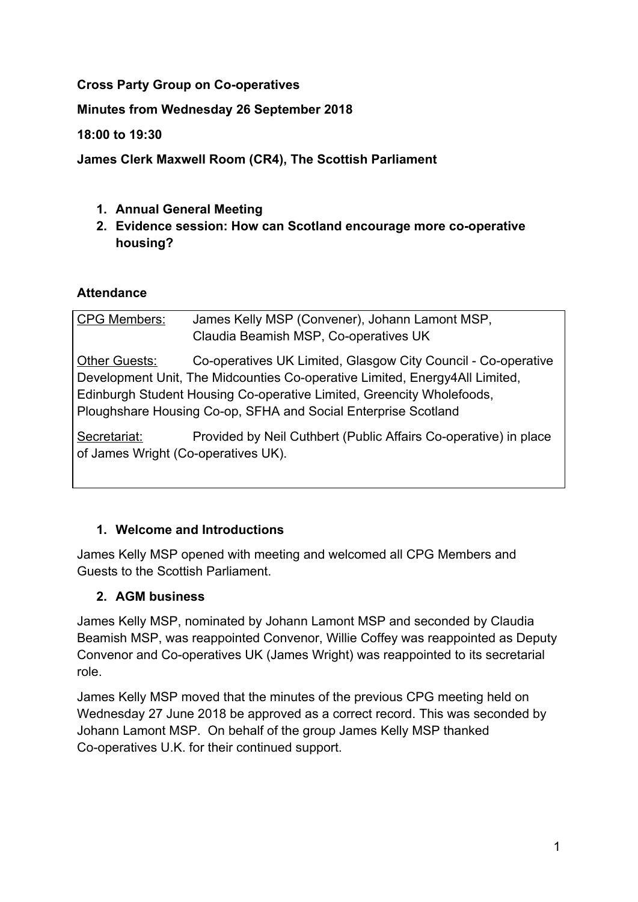**Cross Party Group on Co-operatives**

**Minutes from Wednesday 26 September 2018**

**18:00 to 19:30**

**James Clerk Maxwell Room (CR4), The Scottish Parliament**

1. **Annual General Meeting**
2. **Evidence session: How can Scotland encourage more co-operative housing?**

**Attendance**

CPG Members: James Kelly MSP (Convener), Johann Lamont MSP, Claudia Beamish MSP, Co-operatives UK

Other Guests: Co-operatives UK Limited, Glasgow City Council - Co-operative Development Unit, The Midcounties Co-operative Limited, Energy4All Limited, Edinburgh Student Housing Co-operative Limited, Greencity Wholefoods, Ploughshare Housing Co-op, SFHA and Social Enterprise Scotland

Secretariat: Provided by Neil Cuthbert (Public Affairs Co-operative) in place of James Wright (Co-operatives UK).

1. **Welcome and Introductions**

James Kelly MSP opened with meeting and welcomed all CPG Members and Guests to the Scottish Parliament.

2. **AGM business**

James Kelly MSP, nominated by Johann Lamont MSP and seconded by Claudia Beamish MSP, was reappointed Convenor, Willie Coffey was reappointed as Deputy Convenor and Co-operatives UK (James Wright) was reappointed to its secretarial role.

James Kelly MSP moved that the minutes of the previous CPG meeting held on Wednesday 27 June 2018 be approved as a correct record. This was seconded by Johann Lamont MSP. On behalf of the group James Kelly MSP thanked Co-operatives U.K. for their continued support.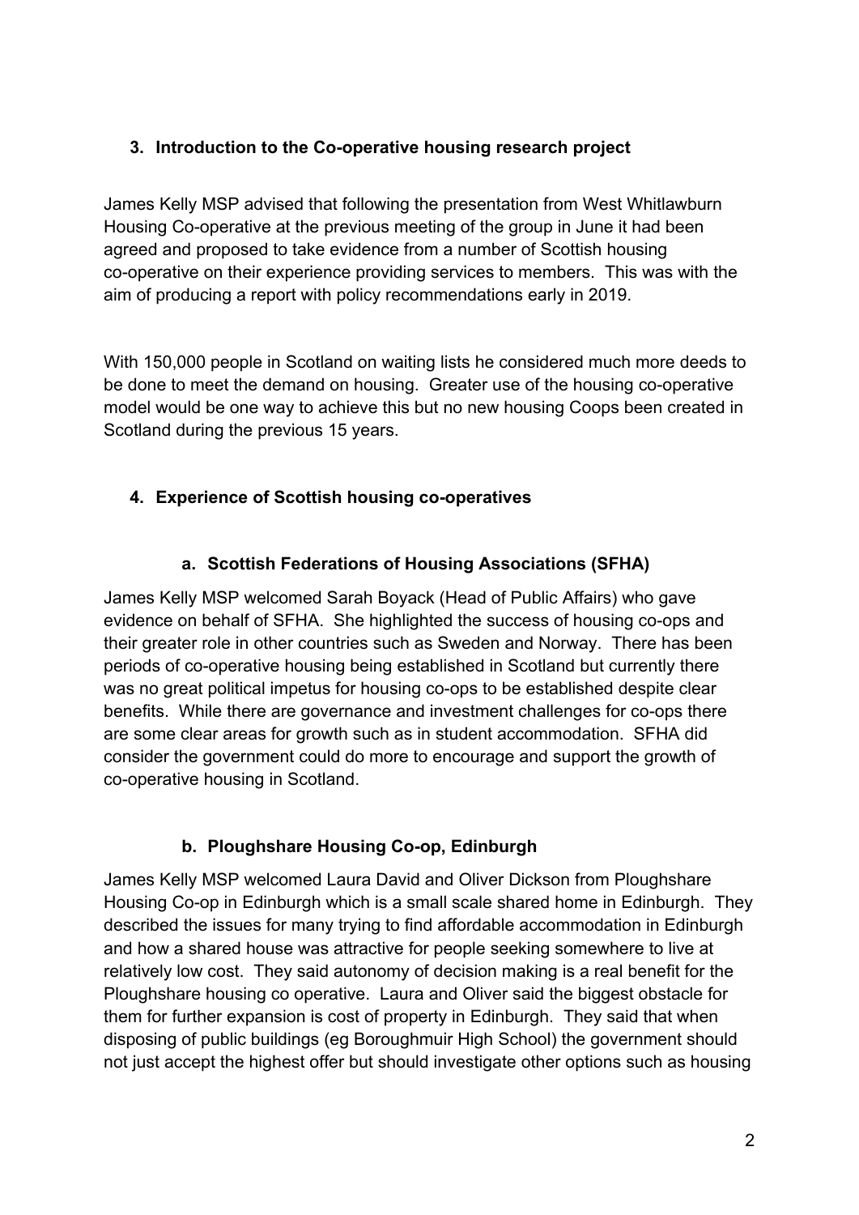### 3. Introduction to the Co-operative housing research project

James Kelly MSP advised that following the presentation from West Whitlawburn Housing Co-operative at the previous meeting of the group in June it had been agreed and proposed to take evidence from a number of Scottish housing co-operative on their experience providing services to members. This was with the aim of producing a report with policy recommendations early in 2019.

With 150,000 people in Scotland on waiting lists he considered much more deeds to be done to meet the demand on housing. Greater use of the housing co-operative model would be one way to achieve this but no new housing Coops been created in Scotland during the previous 15 years.

### 4. Experience of Scottish housing co-operatives

#### a. Scottish Federations of Housing Associations (SFHA)

James Kelly MSP welcomed Sarah Boyack (Head of Public Affairs) who gave evidence on behalf of SFHA. She highlighted the success of housing co-ops and their greater role in other countries such as Sweden and Norway. There has been periods of co-operative housing being established in Scotland but currently there was no great political impetus for housing co-ops to be established despite clear benefits. While there are governance and investment challenges for co-ops there are some clear areas for growth such as in student accommodation. SFHA did consider the government could do more to encourage and support the growth of co-operative housing in Scotland.

#### b. Ploughshare Housing Co-op, Edinburgh

James Kelly MSP welcomed Laura David and Oliver Dickson from Ploughshare Housing Co-op in Edinburgh which is a small scale shared home in Edinburgh. They described the issues for many trying to find affordable accommodation in Edinburgh and how a shared house was attractive for people seeking somewhere to live at relatively low cost. They said autonomy of decision making is a real benefit for the Ploughshare housing co operative. Laura and Oliver said the biggest obstacle for them for further expansion is cost of property in Edinburgh. They said that when disposing of public buildings (eg Boroughmuir High School) the government should not just accept the highest offer but should investigate other options such as housing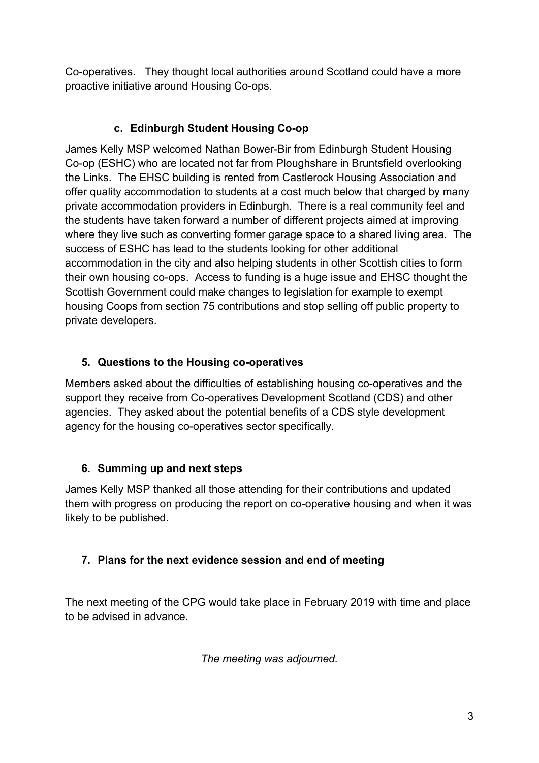Co-operatives. They thought local authorities around Scotland could have a more proactive initiative around Housing Co-ops.

### c. Edinburgh Student Housing Co-op

James Kelly MSP welcomed Nathan Bower-Bir from Edinburgh Student Housing Co-op (ESHC) who are located not far from Ploughshare in Bruntsfield overlooking the Links. The EHSC building is rented from Castlerock Housing Association and offer quality accommodation to students at a cost much below that charged by many private accommodation providers in Edinburgh. There is a real community feel and the students have taken forward a number of different projects aimed at improving where they live such as converting former garage space to a shared living area. The success of ESHC has lead to the students looking for other additional accommodation in the city and also helping students in other Scottish cities to form their own housing co-ops. Access to funding is a huge issue and EHSC thought the Scottish Government could make changes to legislation for example to exempt housing Coops from section 75 contributions and stop selling off public property to private developers.

## 5. Questions to the Housing co-operatives

Members asked about the difficulties of establishing housing co-operatives and the support they receive from Co-operatives Development Scotland (CDS) and other agencies. They asked about the potential benefits of a CDS style development agency for the housing co-operatives sector specifically.

## 6. Summing up and next steps

James Kelly MSP thanked all those attending for their contributions and updated them with progress on producing the report on co-operative housing and when it was likely to be published.

## 7. Plans for the next evidence session and end of meeting

The next meeting of the CPG would take place in February 2019 with time and place to be advised in advance.

*The meeting was adjourned.*